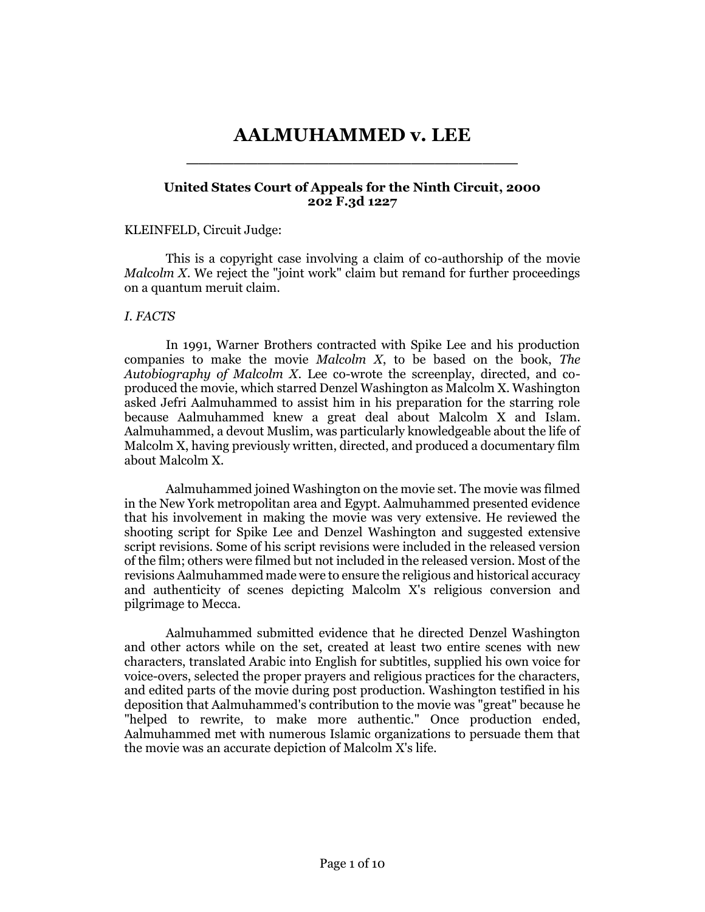# AALMUHAMMED v. LEE

**United States Court of Appeals for the Ninth Circuit, 2000**
**202 F.3d 1227**

KLEINFELD, Circuit Judge:

This is a copyright case involving a claim of co-authorship of the movie *Malcolm X*. We reject the "joint work" claim but remand for further proceedings on a quantum meruit claim.

*I. FACTS*

In 1991, Warner Brothers contracted with Spike Lee and his production companies to make the movie *Malcolm X*, to be based on the book, *The Autobiography of Malcolm X*. Lee co-wrote the screenplay, directed, and co-produced the movie, which starred Denzel Washington as Malcolm X. Washington asked Jefri Aalmuhammed to assist him in his preparation for the starring role because Aalmuhammed knew a great deal about Malcolm X and Islam. Aalmuhammed, a devout Muslim, was particularly knowledgeable about the life of Malcolm X, having previously written, directed, and produced a documentary film about Malcolm X.

Aalmuhammed joined Washington on the movie set. The movie was filmed in the New York metropolitan area and Egypt. Aalmuhammed presented evidence that his involvement in making the movie was very extensive. He reviewed the shooting script for Spike Lee and Denzel Washington and suggested extensive script revisions. Some of his script revisions were included in the released version of the film; others were filmed but not included in the released version. Most of the revisions Aalmuhammed made were to ensure the religious and historical accuracy and authenticity of scenes depicting Malcolm X's religious conversion and pilgrimage to Mecca.

Aalmuhammed submitted evidence that he directed Denzel Washington and other actors while on the set, created at least two entire scenes with new characters, translated Arabic into English for subtitles, supplied his own voice for voice-overs, selected the proper prayers and religious practices for the characters, and edited parts of the movie during post production. Washington testified in his deposition that Aalmuhammed's contribution to the movie was "great" because he "helped to rewrite, to make more authentic." Once production ended, Aalmuhammed met with numerous Islamic organizations to persuade them that the movie was an accurate depiction of Malcolm X's life.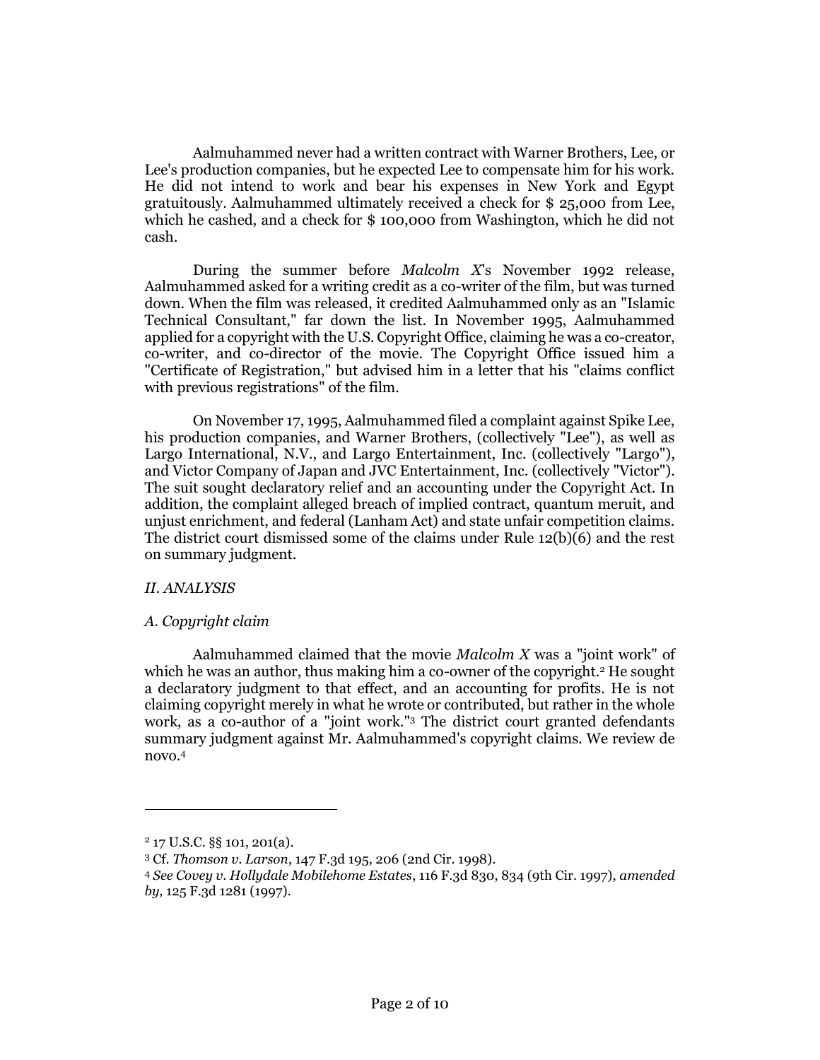Aalmuhammed never had a written contract with Warner Brothers, Lee, or Lee's production companies, but he expected Lee to compensate him for his work. He did not intend to work and bear his expenses in New York and Egypt gratuitously. Aalmuhammed ultimately received a check for $ 25,000 from Lee, which he cashed, and a check for $ 100,000 from Washington, which he did not cash.

During the summer before *Malcolm X*'s November 1992 release, Aalmuhammed asked for a writing credit as a co-writer of the film, but was turned down. When the film was released, it credited Aalmuhammed only as an "Islamic Technical Consultant," far down the list. In November 1995, Aalmuhammed applied for a copyright with the U.S. Copyright Office, claiming he was a co-creator, co-writer, and co-director of the movie. The Copyright Office issued him a "Certificate of Registration," but advised him in a letter that his "claims conflict with previous registrations" of the film.

On November 17, 1995, Aalmuhammed filed a complaint against Spike Lee, his production companies, and Warner Brothers, (collectively "Lee"), as well as Largo International, N.V., and Largo Entertainment, Inc. (collectively "Largo"), and Victor Company of Japan and JVC Entertainment, Inc. (collectively "Victor"). The suit sought declaratory relief and an accounting under the Copyright Act. In addition, the complaint alleged breach of implied contract, quantum meruit, and unjust enrichment, and federal (Lanham Act) and state unfair competition claims. The district court dismissed some of the claims under Rule 12(b)(6) and the rest on summary judgment.

## *II. ANALYSIS*

### *A. Copyright claim*

Aalmuhammed claimed that the movie *Malcolm X* was a "joint work" of which he was an author, thus making him a co-owner of the copyright.[2] He sought a declaratory judgment to that effect, and an accounting for profits. He is not claiming copyright merely in what he wrote or contributed, but rather in the whole work, as a co-author of a "joint work."[3] The district court granted defendants summary judgment against Mr. Aalmuhammed's copyright claims. We review de novo.[4]

---

[2] 17 U.S.C. §§ 101, 201(a).

[3] Cf. *Thomson v. Larson*, 147 F.3d 195, 206 (2nd Cir. 1998).

[4] *See Covey v. Hollydale Mobilehome Estates*, 116 F.3d 830, 834 (9th Cir. 1997), *amended by*, 125 F.3d 1281 (1997).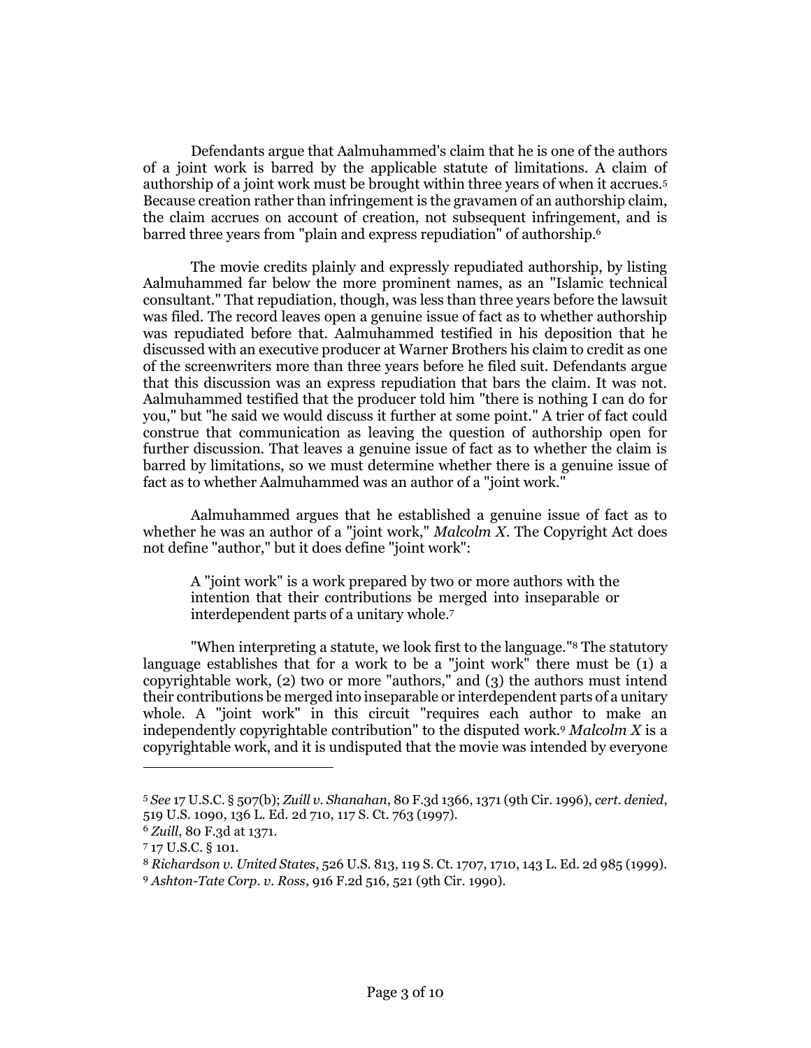Defendants argue that Aalmuhammed's claim that he is one of the authors of a joint work is barred by the applicable statute of limitations. A claim of authorship of a joint work must be brought within three years of when it accrues.[5] Because creation rather than infringement is the gravamen of an authorship claim, the claim accrues on account of creation, not subsequent infringement, and is barred three years from "plain and express repudiation" of authorship.[6]

The movie credits plainly and expressly repudiated authorship, by listing Aalmuhammed far below the more prominent names, as an "Islamic technical consultant." That repudiation, though, was less than three years before the lawsuit was filed. The record leaves open a genuine issue of fact as to whether authorship was repudiated before that. Aalmuhammed testified in his deposition that he discussed with an executive producer at Warner Brothers his claim to credit as one of the screenwriters more than three years before he filed suit. Defendants argue that this discussion was an express repudiation that bars the claim. It was not. Aalmuhammed testified that the producer told him "there is nothing I can do for you," but "he said we would discuss it further at some point." A trier of fact could construe that communication as leaving the question of authorship open for further discussion. That leaves a genuine issue of fact as to whether the claim is barred by limitations, so we must determine whether there is a genuine issue of fact as to whether Aalmuhammed was an author of a "joint work."

Aalmuhammed argues that he established a genuine issue of fact as to whether he was an author of a "joint work," *Malcolm X*. The Copyright Act does not define "author," but it does define "joint work":

> A "joint work" is a work prepared by two or more authors with the intention that their contributions be merged into inseparable or interdependent parts of a unitary whole.[7]

"When interpreting a statute, we look first to the language."[8] The statutory language establishes that for a work to be a "joint work" there must be (1) a copyrightable work, (2) two or more "authors," and (3) the authors must intend their contributions be merged into inseparable or interdependent parts of a unitary whole. A "joint work" in this circuit "requires each author to make an independently copyrightable contribution" to the disputed work.[9] *Malcolm X* is a copyrightable work, and it is undisputed that the movie was intended by everyone

---

[5] *See* 17 U.S.C. § 507(b); *Zuill v. Shanahan*, 80 F.3d 1366, 1371 (9th Cir. 1996), *cert. denied*, 519 U.S. 1090, 136 L. Ed. 2d 710, 117 S. Ct. 763 (1997).

[6] *Zuill*, 80 F.3d at 1371.

[7] 17 U.S.C. § 101.

[8] *Richardson v. United States*, 526 U.S. 813, 119 S. Ct. 1707, 1710, 143 L. Ed. 2d 985 (1999).

[9] *Ashton-Tate Corp. v. Ross*, 916 F.2d 516, 521 (9th Cir. 1990).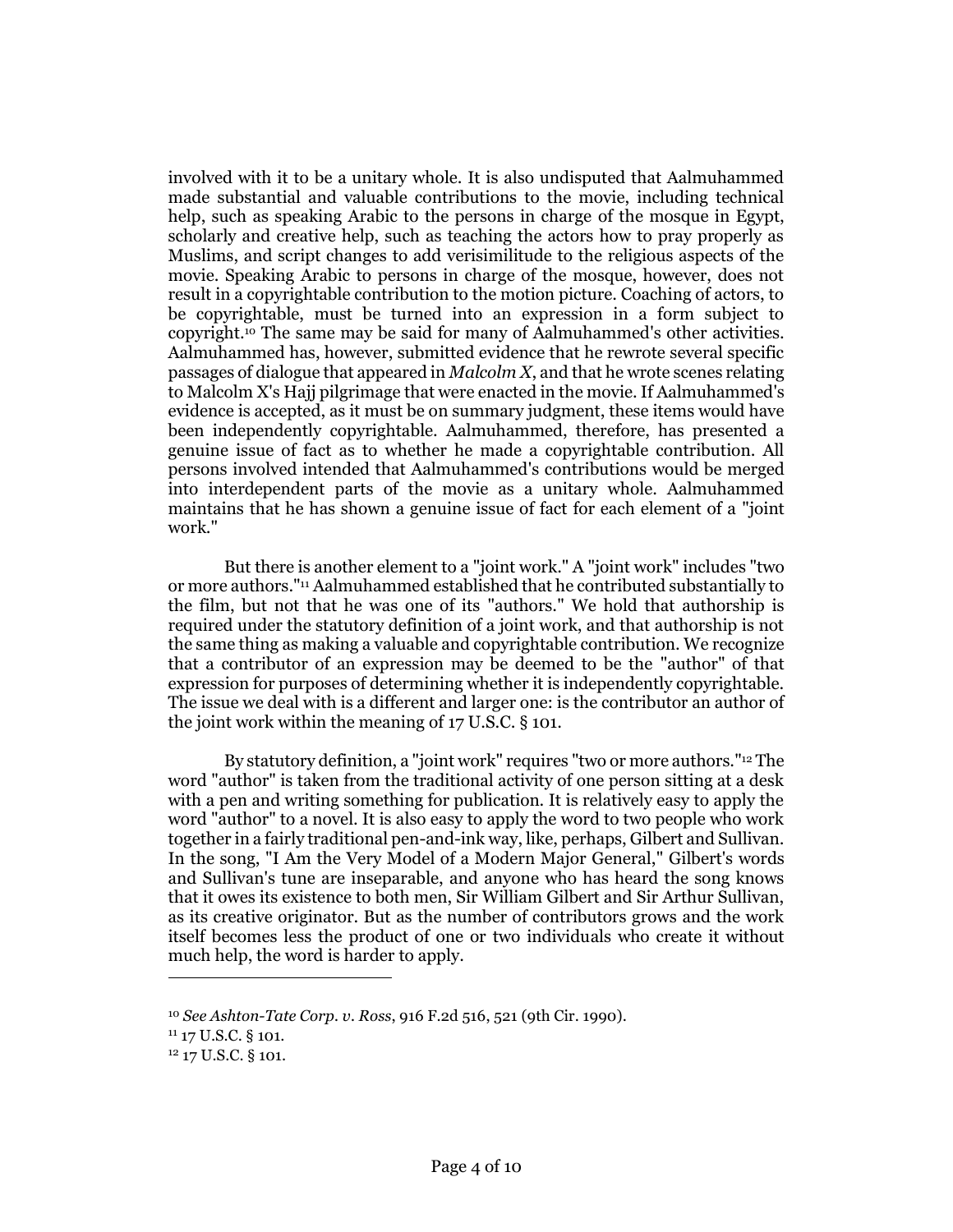involved with it to be a unitary whole. It is also undisputed that Aalmuhammed made substantial and valuable contributions to the movie, including technical help, such as speaking Arabic to the persons in charge of the mosque in Egypt, scholarly and creative help, such as teaching the actors how to pray properly as Muslims, and script changes to add verisimilitude to the religious aspects of the movie. Speaking Arabic to persons in charge of the mosque, however, does not result in a copyrightable contribution to the motion picture. Coaching of actors, to be copyrightable, must be turned into an expression in a form subject to copyright.[10] The same may be said for many of Aalmuhammed's other activities. Aalmuhammed has, however, submitted evidence that he rewrote several specific passages of dialogue that appeared in *Malcolm X*, and that he wrote scenes relating to Malcolm X's Hajj pilgrimage that were enacted in the movie. If Aalmuhammed's evidence is accepted, as it must be on summary judgment, these items would have been independently copyrightable. Aalmuhammed, therefore, has presented a genuine issue of fact as to whether he made a copyrightable contribution. All persons involved intended that Aalmuhammed's contributions would be merged into interdependent parts of the movie as a unitary whole. Aalmuhammed maintains that he has shown a genuine issue of fact for each element of a "joint work."

But there is another element to a "joint work." A "joint work" includes "two or more authors."[11] Aalmuhammed established that he contributed substantially to the film, but not that he was one of its "authors." We hold that authorship is required under the statutory definition of a joint work, and that authorship is not the same thing as making a valuable and copyrightable contribution. We recognize that a contributor of an expression may be deemed to be the "author" of that expression for purposes of determining whether it is independently copyrightable. The issue we deal with is a different and larger one: is the contributor an author of the joint work within the meaning of 17 U.S.C. § 101.

By statutory definition, a "joint work" requires "two or more authors."[12] The word "author" is taken from the traditional activity of one person sitting at a desk with a pen and writing something for publication. It is relatively easy to apply the word "author" to a novel. It is also easy to apply the word to two people who work together in a fairly traditional pen-and-ink way, like, perhaps, Gilbert and Sullivan. In the song, "I Am the Very Model of a Modern Major General," Gilbert's words and Sullivan's tune are inseparable, and anyone who has heard the song knows that it owes its existence to both men, Sir William Gilbert and Sir Arthur Sullivan, as its creative originator. But as the number of contributors grows and the work itself becomes less the product of one or two individuals who create it without much help, the word is harder to apply.

---

[10] *See Ashton-Tate Corp. v. Ross*, 916 F.2d 516, 521 (9th Cir. 1990).

[11] 17 U.S.C. § 101.

[12] 17 U.S.C. § 101.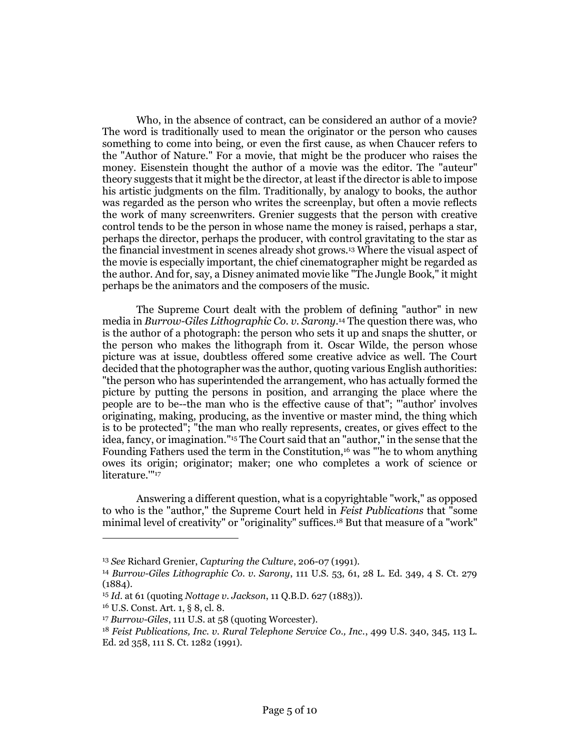Who, in the absence of contract, can be considered an author of a movie? The word is traditionally used to mean the originator or the person who causes something to come into being, or even the first cause, as when Chaucer refers to the "Author of Nature." For a movie, that might be the producer who raises the money. Eisenstein thought the author of a movie was the editor. The "auteur" theory suggests that it might be the director, at least if the director is able to impose his artistic judgments on the film. Traditionally, by analogy to books, the author was regarded as the person who writes the screenplay, but often a movie reflects the work of many screenwriters. Grenier suggests that the person with creative control tends to be the person in whose name the money is raised, perhaps a star, perhaps the director, perhaps the producer, with control gravitating to the star as the financial investment in scenes already shot grows.[13] Where the visual aspect of the movie is especially important, the chief cinematographer might be regarded as the author. And for, say, a Disney animated movie like "The Jungle Book," it might perhaps be the animators and the composers of the music.

The Supreme Court dealt with the problem of defining "author" in new media in *Burrow-Giles Lithographic Co. v. Sarony*.[14] The question there was, who is the author of a photograph: the person who sets it up and snaps the shutter, or the person who makes the lithograph from it. Oscar Wilde, the person whose picture was at issue, doubtless offered some creative advice as well. The Court decided that the photographer was the author, quoting various English authorities: "the person who has superintended the arrangement, who has actually formed the picture by putting the persons in position, and arranging the place where the people are to be--the man who is the effective cause of that"; "'author' involves originating, making, producing, as the inventive or master mind, the thing which is to be protected"; "the man who really represents, creates, or gives effect to the idea, fancy, or imagination."[15] The Court said that an "author," in the sense that the Founding Fathers used the term in the Constitution,[16] was "'he to whom anything owes its origin; originator; maker; one who completes a work of science or literature.'"[17]

Answering a different question, what is a copyrightable "work," as opposed to who is the "author," the Supreme Court held in *Feist Publications* that "some minimal level of creativity" or "originality" suffices.[18] But that measure of a "work"

---

[13] *See* Richard Grenier, *Capturing the Culture*, 206-07 (1991).

[14] *Burrow-Giles Lithographic Co. v. Sarony*, 111 U.S. 53, 61, 28 L. Ed. 349, 4 S. Ct. 279 (1884).

[15] *Id.* at 61 (quoting *Nottage v. Jackson*, 11 Q.B.D. 627 (1883)).

[16] U.S. Const. Art. 1, § 8, cl. 8.

[17] *Burrow-Giles*, 111 U.S. at 58 (quoting Worcester).

[18] *Feist Publications, Inc. v. Rural Telephone Service Co., Inc.*, 499 U.S. 340, 345, 113 L. Ed. 2d 358, 111 S. Ct. 1282 (1991).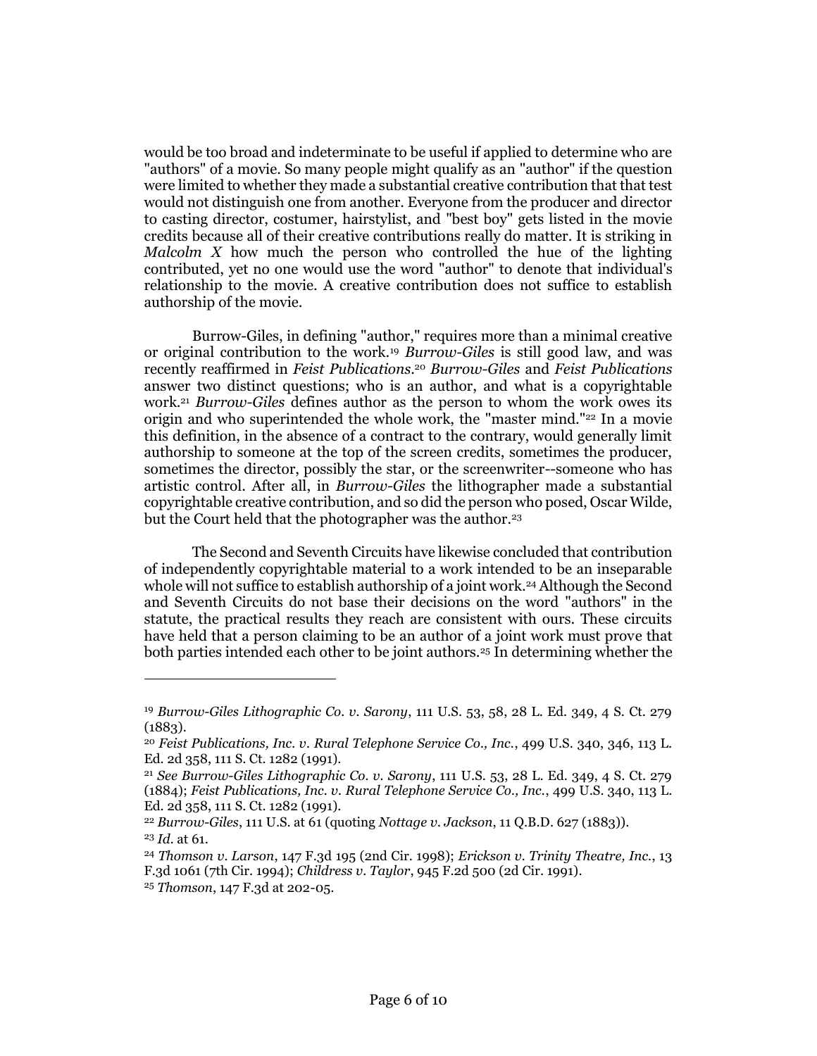would be too broad and indeterminate to be useful if applied to determine who are "authors" of a movie. So many people might qualify as an "author" if the question were limited to whether they made a substantial creative contribution that that test would not distinguish one from another. Everyone from the producer and director to casting director, costumer, hairstylist, and "best boy" gets listed in the movie credits because all of their creative contributions really do matter. It is striking in *Malcolm X* how much the person who controlled the hue of the lighting contributed, yet no one would use the word "author" to denote that individual's relationship to the movie. A creative contribution does not suffice to establish authorship of the movie.

Burrow-Giles, in defining "author," requires more than a minimal creative or original contribution to the work.[19] *Burrow-Giles* is still good law, and was recently reaffirmed in *Feist Publications*.[20] *Burrow-Giles* and *Feist Publications* answer two distinct questions; who is an author, and what is a copyrightable work.[21] *Burrow-Giles* defines author as the person to whom the work owes its origin and who superintended the whole work, the "master mind."[22] In a movie this definition, in the absence of a contract to the contrary, would generally limit authorship to someone at the top of the screen credits, sometimes the producer, sometimes the director, possibly the star, or the screenwriter--someone who has artistic control. After all, in *Burrow-Giles* the lithographer made a substantial copyrightable creative contribution, and so did the person who posed, Oscar Wilde, but the Court held that the photographer was the author.[23]

The Second and Seventh Circuits have likewise concluded that contribution of independently copyrightable material to a work intended to be an inseparable whole will not suffice to establish authorship of a joint work.[24] Although the Second and Seventh Circuits do not base their decisions on the word "authors" in the statute, the practical results they reach are consistent with ours. These circuits have held that a person claiming to be an author of a joint work must prove that both parties intended each other to be joint authors.[25] In determining whether the

---

[19] *Burrow-Giles Lithographic Co. v. Sarony*, 111 U.S. 53, 58, 28 L. Ed. 349, 4 S. Ct. 279 (1883).

[20] *Feist Publications, Inc. v. Rural Telephone Service Co., Inc.*, 499 U.S. 340, 346, 113 L. Ed. 2d 358, 111 S. Ct. 1282 (1991).

[21] *See Burrow-Giles Lithographic Co. v. Sarony*, 111 U.S. 53, 28 L. Ed. 349, 4 S. Ct. 279 (1884); *Feist Publications, Inc. v. Rural Telephone Service Co., Inc.*, 499 U.S. 340, 113 L. Ed. 2d 358, 111 S. Ct. 1282 (1991).

[22] *Burrow-Giles*, 111 U.S. at 61 (quoting *Nottage v. Jackson*, 11 Q.B.D. 627 (1883)).

[23] *Id.* at 61.

[24] *Thomson v. Larson*, 147 F.3d 195 (2nd Cir. 1998); *Erickson v. Trinity Theatre, Inc.*, 13 F.3d 1061 (7th Cir. 1994); *Childress v. Taylor*, 945 F.2d 500 (2d Cir. 1991).

[25] *Thomson*, 147 F.3d at 202-05.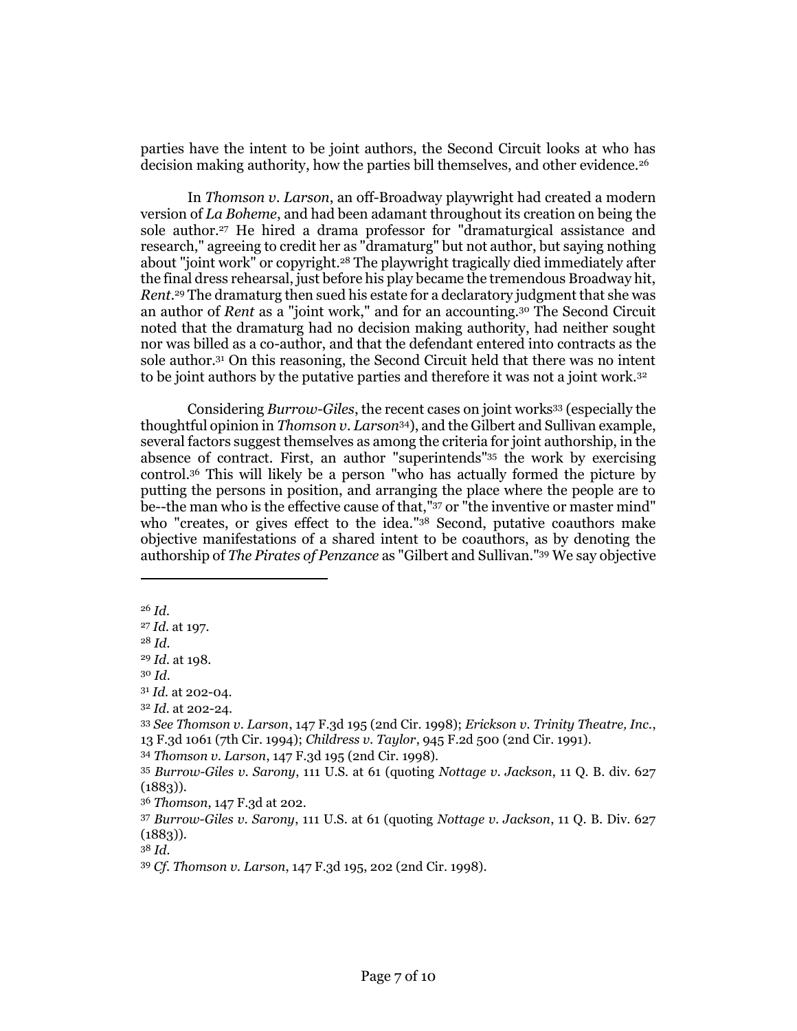parties have the intent to be joint authors, the Second Circuit looks at who has decision making authority, how the parties bill themselves, and other evidence.[26]

In *Thomson v. Larson*, an off-Broadway playwright had created a modern version of *La Boheme*, and had been adamant throughout its creation on being the sole author.[27] He hired a drama professor for "dramaturgical assistance and research," agreeing to credit her as "dramaturg" but not author, but saying nothing about "joint work" or copyright.[28] The playwright tragically died immediately after the final dress rehearsal, just before his play became the tremendous Broadway hit, *Rent*.[29] The dramaturg then sued his estate for a declaratory judgment that she was an author of *Rent* as a "joint work," and for an accounting.[30] The Second Circuit noted that the dramaturg had no decision making authority, had neither sought nor was billed as a co-author, and that the defendant entered into contracts as the sole author.[31] On this reasoning, the Second Circuit held that there was no intent to be joint authors by the putative parties and therefore it was not a joint work.[32]

Considering *Burrow-Giles*, the recent cases on joint works[33] (especially the thoughtful opinion in *Thomson v. Larson*[34]), and the Gilbert and Sullivan example, several factors suggest themselves as among the criteria for joint authorship, in the absence of contract. First, an author "superintends"[35] the work by exercising control.[36] This will likely be a person "who has actually formed the picture by putting the persons in position, and arranging the place where the people are to be--the man who is the effective cause of that,"[37] or "the inventive or master mind" who "creates, or gives effect to the idea."[38] Second, putative coauthors make objective manifestations of a shared intent to be coauthors, as by denoting the authorship of *The Pirates of Penzance* as "Gilbert and Sullivan."[39] We say objective

---

[26] *Id.*

[27] *Id.* at 197.

[28] *Id.*

[29] *Id.* at 198.

[30] *Id.*

[31] *Id.* at 202-04.

[32] *Id.* at 202-24.

[33] *See Thomson v. Larson*, 147 F.3d 195 (2nd Cir. 1998); *Erickson v. Trinity Theatre, Inc.*, 13 F.3d 1061 (7th Cir. 1994); *Childress v. Taylor*, 945 F.2d 500 (2nd Cir. 1991).

[34] *Thomson v. Larson*, 147 F.3d 195 (2nd Cir. 1998).

[35] *Burrow-Giles v. Sarony*, 111 U.S. at 61 (quoting *Nottage v. Jackson*, 11 Q. B. div. 627 (1883)).

[36] *Thomson*, 147 F.3d at 202.

[37] *Burrow-Giles v. Sarony*, 111 U.S. at 61 (quoting *Nottage v. Jackson*, 11 Q. B. Div. 627 (1883)).

[38] *Id.*

[39] *Cf. Thomson v. Larson*, 147 F.3d 195, 202 (2nd Cir. 1998).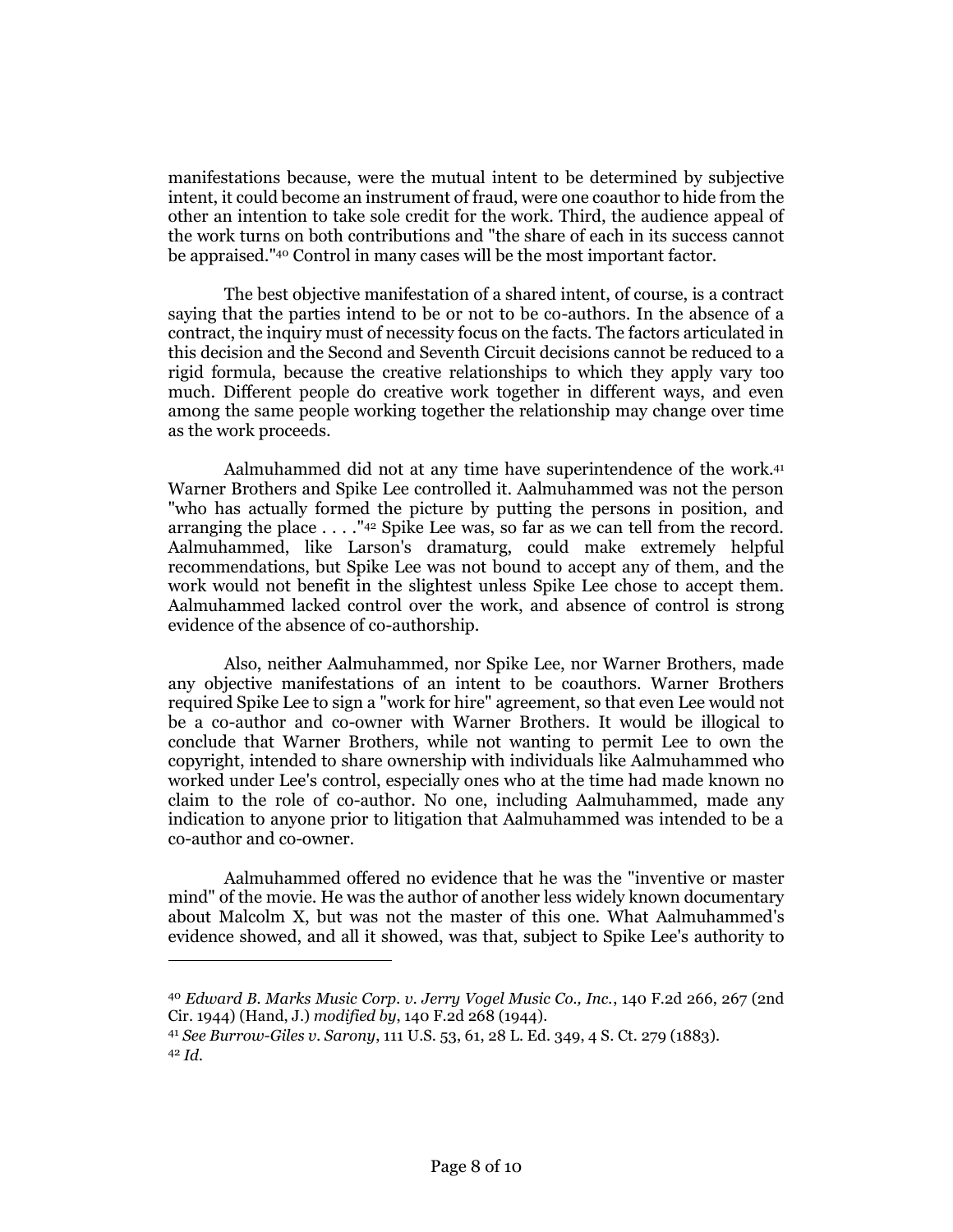manifestations because, were the mutual intent to be determined by subjective intent, it could become an instrument of fraud, were one coauthor to hide from the other an intention to take sole credit for the work. Third, the audience appeal of the work turns on both contributions and "the share of each in its success cannot be appraised."[40] Control in many cases will be the most important factor.

The best objective manifestation of a shared intent, of course, is a contract saying that the parties intend to be or not to be co-authors. In the absence of a contract, the inquiry must of necessity focus on the facts. The factors articulated in this decision and the Second and Seventh Circuit decisions cannot be reduced to a rigid formula, because the creative relationships to which they apply vary too much. Different people do creative work together in different ways, and even among the same people working together the relationship may change over time as the work proceeds.

Aalmuhammed did not at any time have superintendence of the work.[41] Warner Brothers and Spike Lee controlled it. Aalmuhammed was not the person "who has actually formed the picture by putting the persons in position, and arranging the place . . . ."[42] Spike Lee was, so far as we can tell from the record. Aalmuhammed, like Larson's dramaturg, could make extremely helpful recommendations, but Spike Lee was not bound to accept any of them, and the work would not benefit in the slightest unless Spike Lee chose to accept them. Aalmuhammed lacked control over the work, and absence of control is strong evidence of the absence of co-authorship.

Also, neither Aalmuhammed, nor Spike Lee, nor Warner Brothers, made any objective manifestations of an intent to be coauthors. Warner Brothers required Spike Lee to sign a "work for hire" agreement, so that even Lee would not be a co-author and co-owner with Warner Brothers. It would be illogical to conclude that Warner Brothers, while not wanting to permit Lee to own the copyright, intended to share ownership with individuals like Aalmuhammed who worked under Lee's control, especially ones who at the time had made known no claim to the role of co-author. No one, including Aalmuhammed, made any indication to anyone prior to litigation that Aalmuhammed was intended to be a co-author and co-owner.

Aalmuhammed offered no evidence that he was the "inventive or master mind" of the movie. He was the author of another less widely known documentary about Malcolm X, but was not the master of this one. What Aalmuhammed's evidence showed, and all it showed, was that, subject to Spike Lee's authority to

---

[40] *Edward B. Marks Music Corp. v. Jerry Vogel Music Co., Inc.*, 140 F.2d 266, 267 (2nd Cir. 1944) (Hand, J.) *modified by*, 140 F.2d 268 (1944).

[41] *See Burrow-Giles v. Sarony*, 111 U.S. 53, 61, 28 L. Ed. 349, 4 S. Ct. 279 (1883).

[42] *Id.*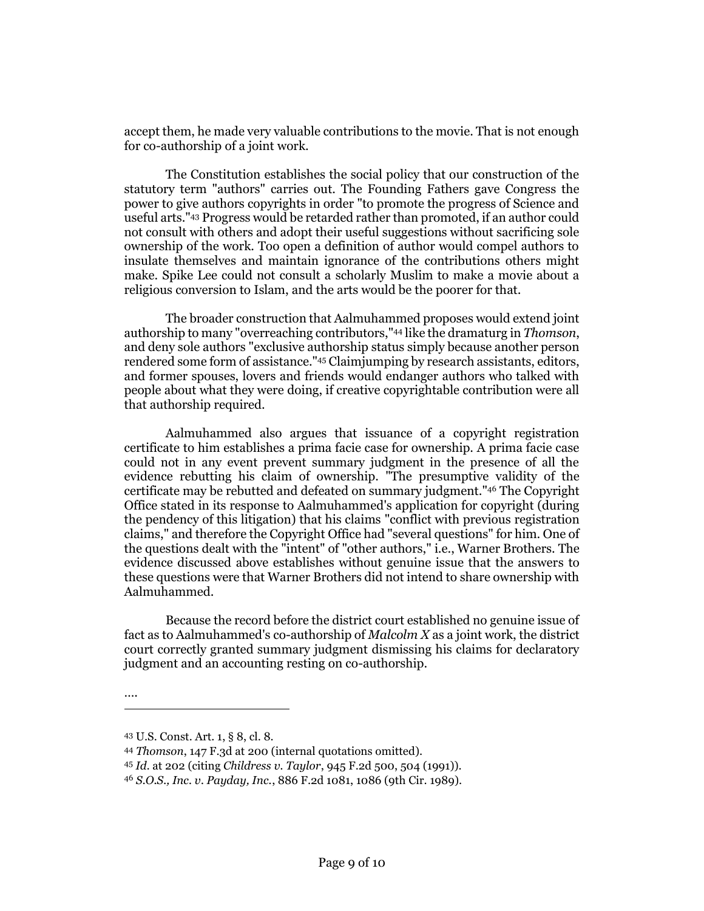accept them, he made very valuable contributions to the movie. That is not enough for co-authorship of a joint work.

The Constitution establishes the social policy that our construction of the statutory term "authors" carries out. The Founding Fathers gave Congress the power to give authors copyrights in order "to promote the progress of Science and useful arts."[43] Progress would be retarded rather than promoted, if an author could not consult with others and adopt their useful suggestions without sacrificing sole ownership of the work. Too open a definition of author would compel authors to insulate themselves and maintain ignorance of the contributions others might make. Spike Lee could not consult a scholarly Muslim to make a movie about a religious conversion to Islam, and the arts would be the poorer for that.

The broader construction that Aalmuhammed proposes would extend joint authorship to many "overreaching contributors,"[44] like the dramaturg in *Thomson*, and deny sole authors "exclusive authorship status simply because another person rendered some form of assistance."[45] Claimjumping by research assistants, editors, and former spouses, lovers and friends would endanger authors who talked with people about what they were doing, if creative copyrightable contribution were all that authorship required.

Aalmuhammed also argues that issuance of a copyright registration certificate to him establishes a prima facie case for ownership. A prima facie case could not in any event prevent summary judgment in the presence of all the evidence rebutting his claim of ownership. "The presumptive validity of the certificate may be rebutted and defeated on summary judgment."[46] The Copyright Office stated in its response to Aalmuhammed's application for copyright (during the pendency of this litigation) that his claims "conflict with previous registration claims," and therefore the Copyright Office had "several questions" for him. One of the questions dealt with the "intent" of "other authors," i.e., Warner Brothers. The evidence discussed above establishes without genuine issue that the answers to these questions were that Warner Brothers did not intend to share ownership with Aalmuhammed.

Because the record before the district court established no genuine issue of fact as to Aalmuhammed's co-authorship of *Malcolm X* as a joint work, the district court correctly granted summary judgment dismissing his claims for declaratory judgment and an accounting resting on co-authorship.

....

---

43 U.S. Const. Art. 1, § 8, cl. 8.

44 *Thomson*, 147 F.3d at 200 (internal quotations omitted).

45 *Id.* at 202 (citing *Childress v. Taylor*, 945 F.2d 500, 504 (1991)).

46 *S.O.S., Inc. v. Payday, Inc.*, 886 F.2d 1081, 1086 (9th Cir. 1989).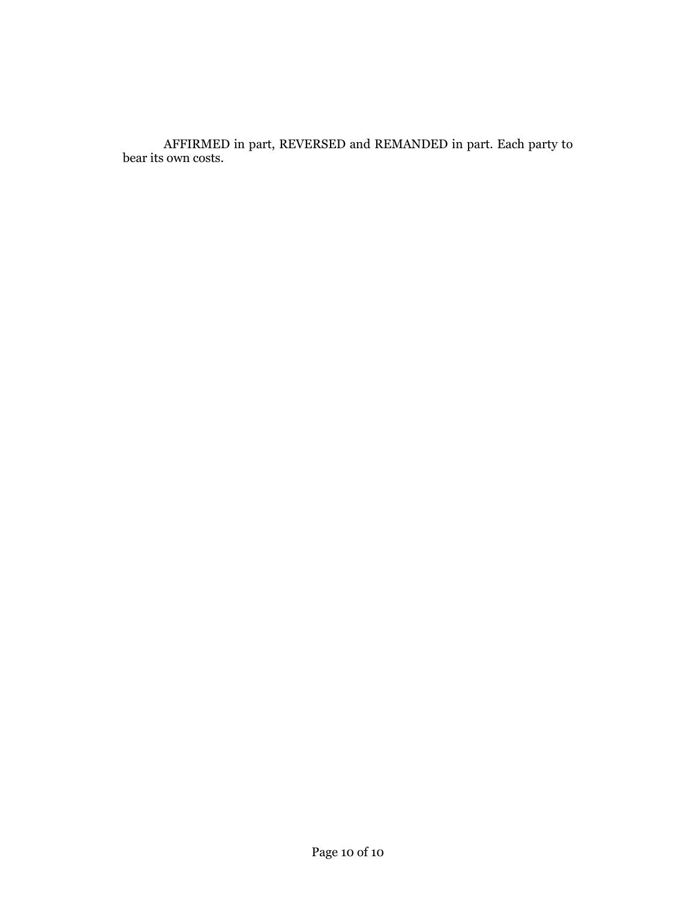AFFIRMED in part, REVERSED and REMANDED in part. Each party to bear its own costs.